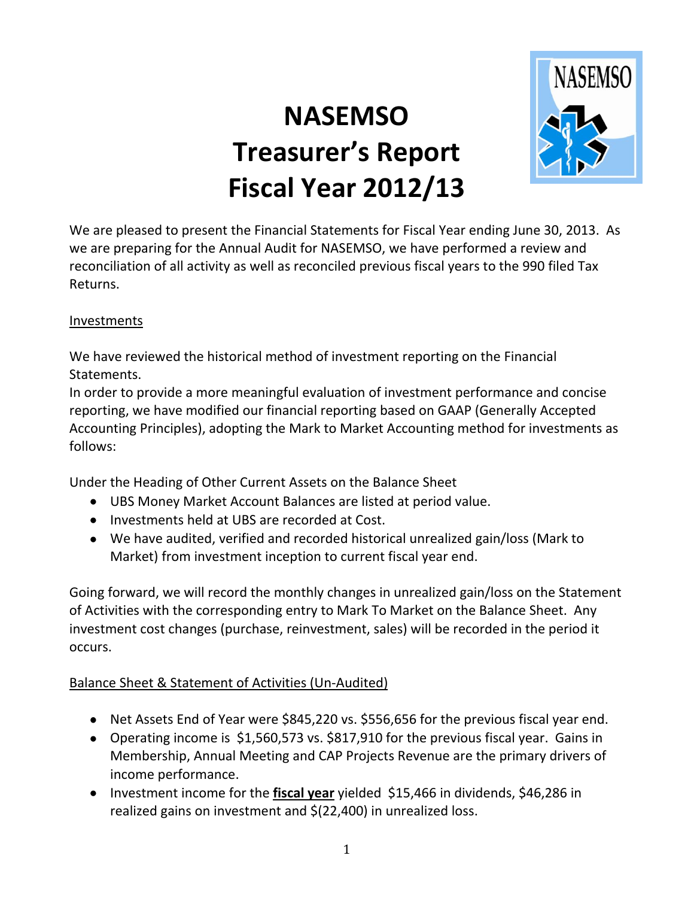# NASEMSO Treasurer's Report Fiscal Year 2012/13

We are pleased to present the Financial Statements for Fiscal Year ending June 30, 2013. As we are preparing for the Annual Audit for NASEMSO, we have performed a review and reconciliation of all activity as well as reconciled previous fiscal years to the 990 filed Tax Returns.

## Investments

We have reviewed the historical method of investment reporting on the Financial Statements.
In order to provide a more meaningful evaluation of investment performance and concise reporting, we have modified our financial reporting based on GAAP (Generally Accepted Accounting Principles), adopting the Mark to Market Accounting method for investments as follows:

Under the Heading of Other Current Assets on the Balance Sheet

- UBS Money Market Account Balances are listed at period value.
- Investments held at UBS are recorded at Cost.
- We have audited, verified and recorded historical unrealized gain/loss (Mark to Market) from investment inception to current fiscal year end.

Going forward, we will record the monthly changes in unrealized gain/loss on the Statement of Activities with the corresponding entry to Mark To Market on the Balance Sheet. Any investment cost changes (purchase, reinvestment, sales) will be recorded in the period it occurs.

## Balance Sheet & Statement of Activities (Un-Audited)

- Net Assets End of Year were $845,220 vs. $556,656 for the previous fiscal year end.
- Operating income is $1,560,573 vs. $817,910 for the previous fiscal year. Gains in Membership, Annual Meeting and CAP Projects Revenue are the primary drivers of income performance.
- Investment income for the **fiscal year** yielded $15,466 in dividends, $46,286 in realized gains on investment and $(22,400) in unrealized loss.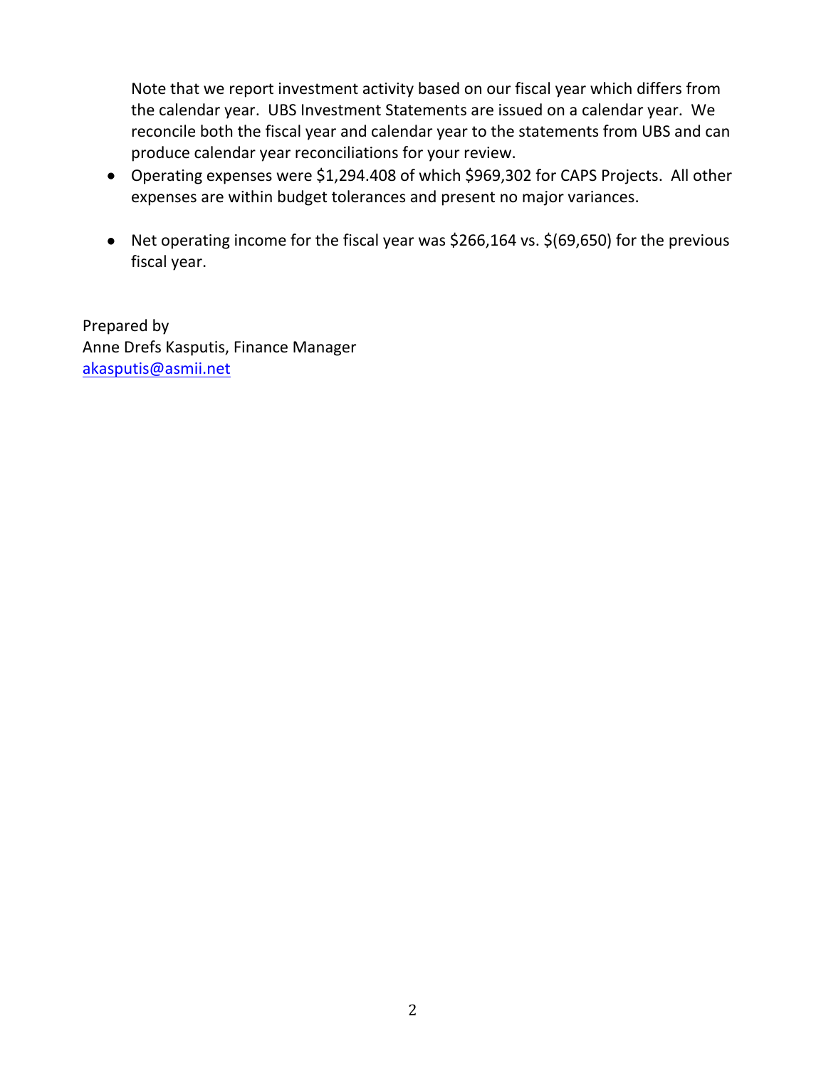Note that we report investment activity based on our fiscal year which differs from the calendar year. UBS Investment Statements are issued on a calendar year. We reconcile both the fiscal year and calendar year to the statements from UBS and can produce calendar year reconciliations for your review.

- Operating expenses were $1,294.408 of which $969,302 for CAPS Projects. All other expenses are within budget tolerances and present no major variances.

- Net operating income for the fiscal year was $266,164 vs. $(69,650) for the previous fiscal year.

Prepared by
Anne Drefs Kasputis, Finance Manager
akasputis@asmii.net